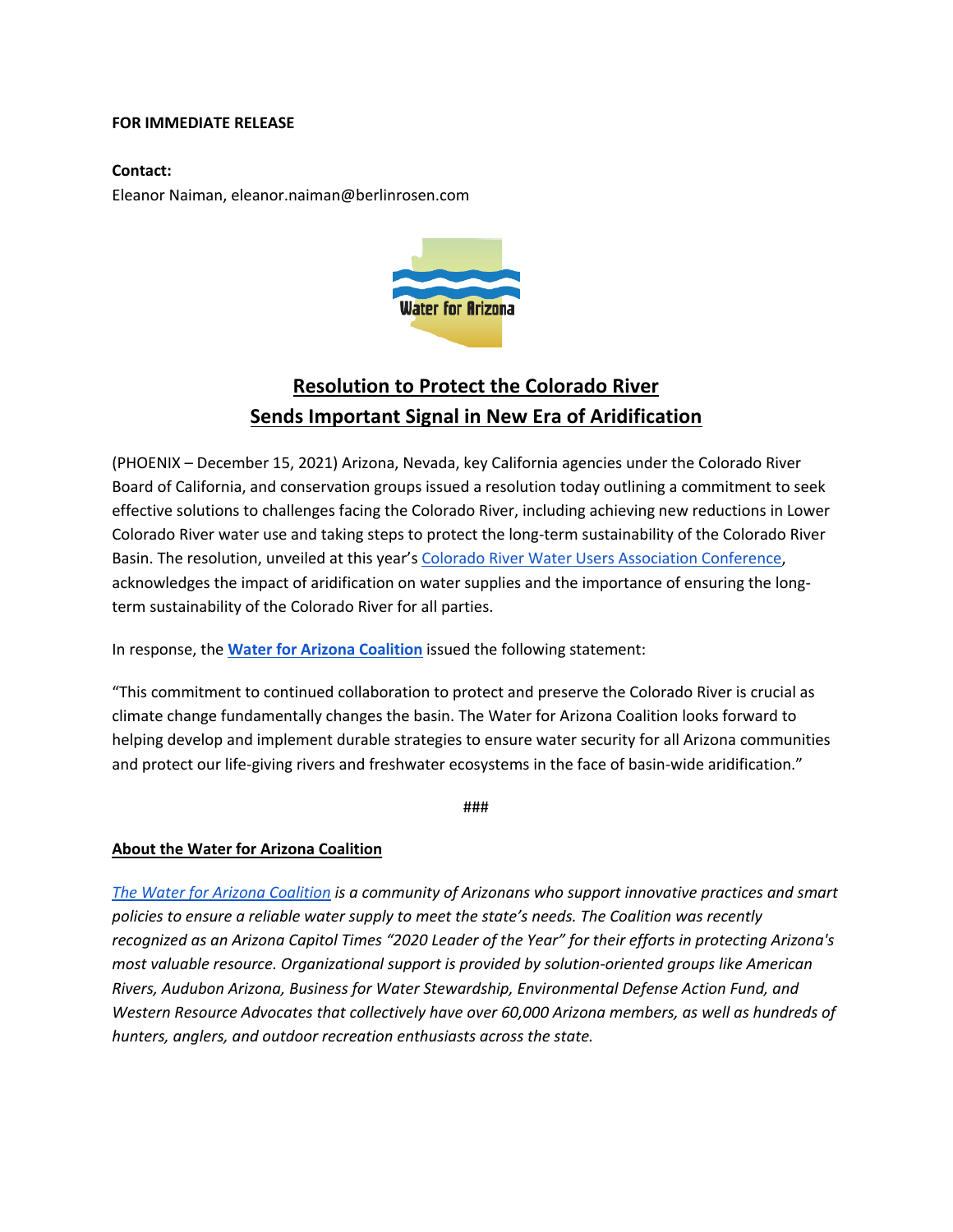**FOR IMMEDIATE RELEASE**

**Contact:**
Eleanor Naiman, eleanor.naiman@berlinrosen.com

# Resolution to Protect the Colorado River Sends Important Signal in New Era of Aridification

(PHOENIX – December 15, 2021) Arizona, Nevada, key California agencies under the Colorado River Board of California, and conservation groups issued a resolution today outlining a commitment to seek effective solutions to challenges facing the Colorado River, including achieving new reductions in Lower Colorado River water use and taking steps to protect the long-term sustainability of the Colorado River Basin. The resolution, unveiled at this year's Colorado River Water Users Association Conference, acknowledges the impact of aridification on water supplies and the importance of ensuring the long-term sustainability of the Colorado River for all parties.

In response, the **Water for Arizona Coalition** issued the following statement:

"This commitment to continued collaboration to protect and preserve the Colorado River is crucial as climate change fundamentally changes the basin. The Water for Arizona Coalition looks forward to helping develop and implement durable strategies to ensure water security for all Arizona communities and protect our life-giving rivers and freshwater ecosystems in the face of basin-wide aridification."

###

## About the Water for Arizona Coalition

*The Water for Arizona Coalition is a community of Arizonans who support innovative practices and smart policies to ensure a reliable water supply to meet the state's needs. The Coalition was recently recognized as an Arizona Capitol Times "2020 Leader of the Year" for their efforts in protecting Arizona's most valuable resource. Organizational support is provided by solution-oriented groups like American Rivers, Audubon Arizona, Business for Water Stewardship, Environmental Defense Action Fund, and Western Resource Advocates that collectively have over 60,000 Arizona members, as well as hundreds of hunters, anglers, and outdoor recreation enthusiasts across the state.*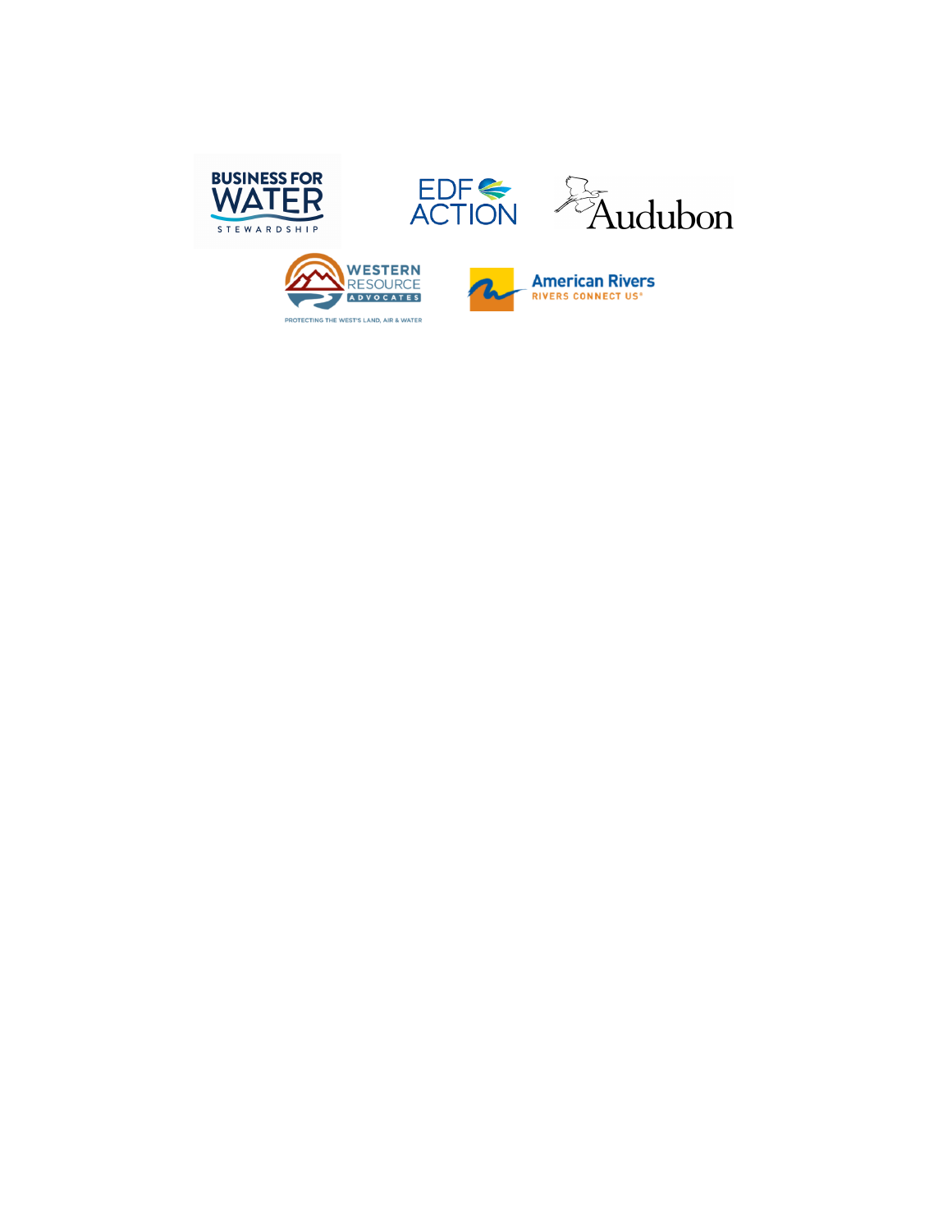BUSINESS FOR WATER STEWARDSHIP

EDF ACTION

Audubon

WESTERN RESOURCE ADVOCATES

PROTECTING THE WEST'S LAND, AIR & WATER

American Rivers

RIVERS CONNECT US®